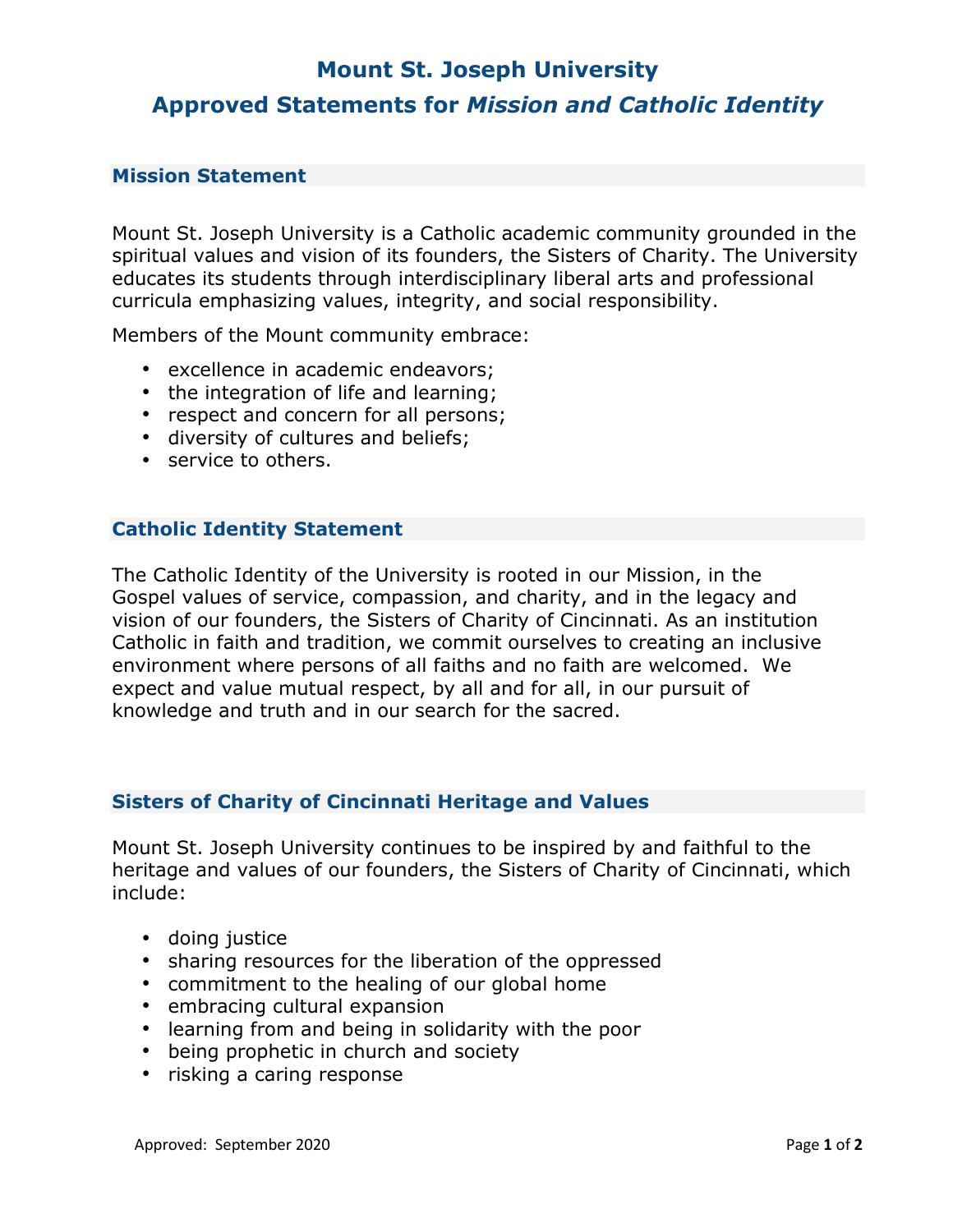# Mount St. Joseph University

# Approved Statements for *Mission and Catholic Identity*

## Mission Statement

Mount St. Joseph University is a Catholic academic community grounded in the spiritual values and vision of its founders, the Sisters of Charity. The University educates its students through interdisciplinary liberal arts and professional curricula emphasizing values, integrity, and social responsibility.

Members of the Mount community embrace:

- excellence in academic endeavors;
- the integration of life and learning;
- respect and concern for all persons;
- diversity of cultures and beliefs;
- service to others.

## Catholic Identity Statement

The Catholic Identity of the University is rooted in our Mission, in the Gospel values of service, compassion, and charity, and in the legacy and vision of our founders, the Sisters of Charity of Cincinnati. As an institution Catholic in faith and tradition, we commit ourselves to creating an inclusive environment where persons of all faiths and no faith are welcomed. We expect and value mutual respect, by all and for all, in our pursuit of knowledge and truth and in our search for the sacred.

## Sisters of Charity of Cincinnati Heritage and Values

Mount St. Joseph University continues to be inspired by and faithful to the heritage and values of our founders, the Sisters of Charity of Cincinnati, which include:

- doing justice
- sharing resources for the liberation of the oppressed
- commitment to the healing of our global home
- embracing cultural expansion
- learning from and being in solidarity with the poor
- being prophetic in church and society
- risking a caring response

Approved: September 2020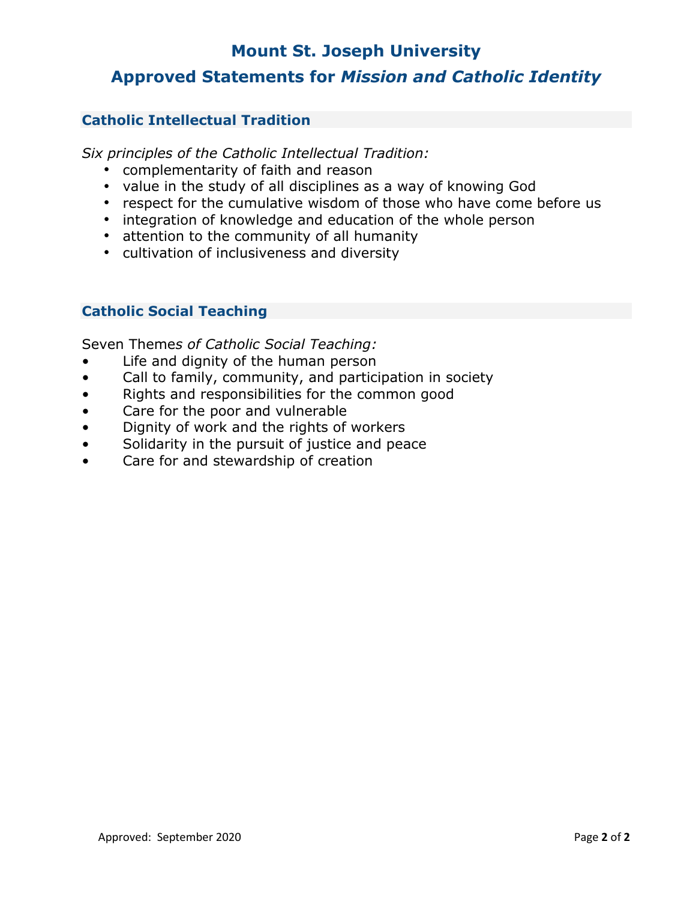# Mount St. Joseph University

## Approved Statements for *Mission and Catholic Identity*

### Catholic Intellectual Tradition

*Six principles of the Catholic Intellectual Tradition:*

- complementarity of faith and reason
- value in the study of all disciplines as a way of knowing God
- respect for the cumulative wisdom of those who have come before us
- integration of knowledge and education of the whole person
- attention to the community of all humanity
- cultivation of inclusiveness and diversity

### Catholic Social Teaching

Seven Theme*s of Catholic Social Teaching:*

- Life and dignity of the human person
- Call to family, community, and participation in society
- Rights and responsibilities for the common good
- Care for the poor and vulnerable
- Dignity of work and the rights of workers
- Solidarity in the pursuit of justice and peace
- Care for and stewardship of creation

Approved: September 2020